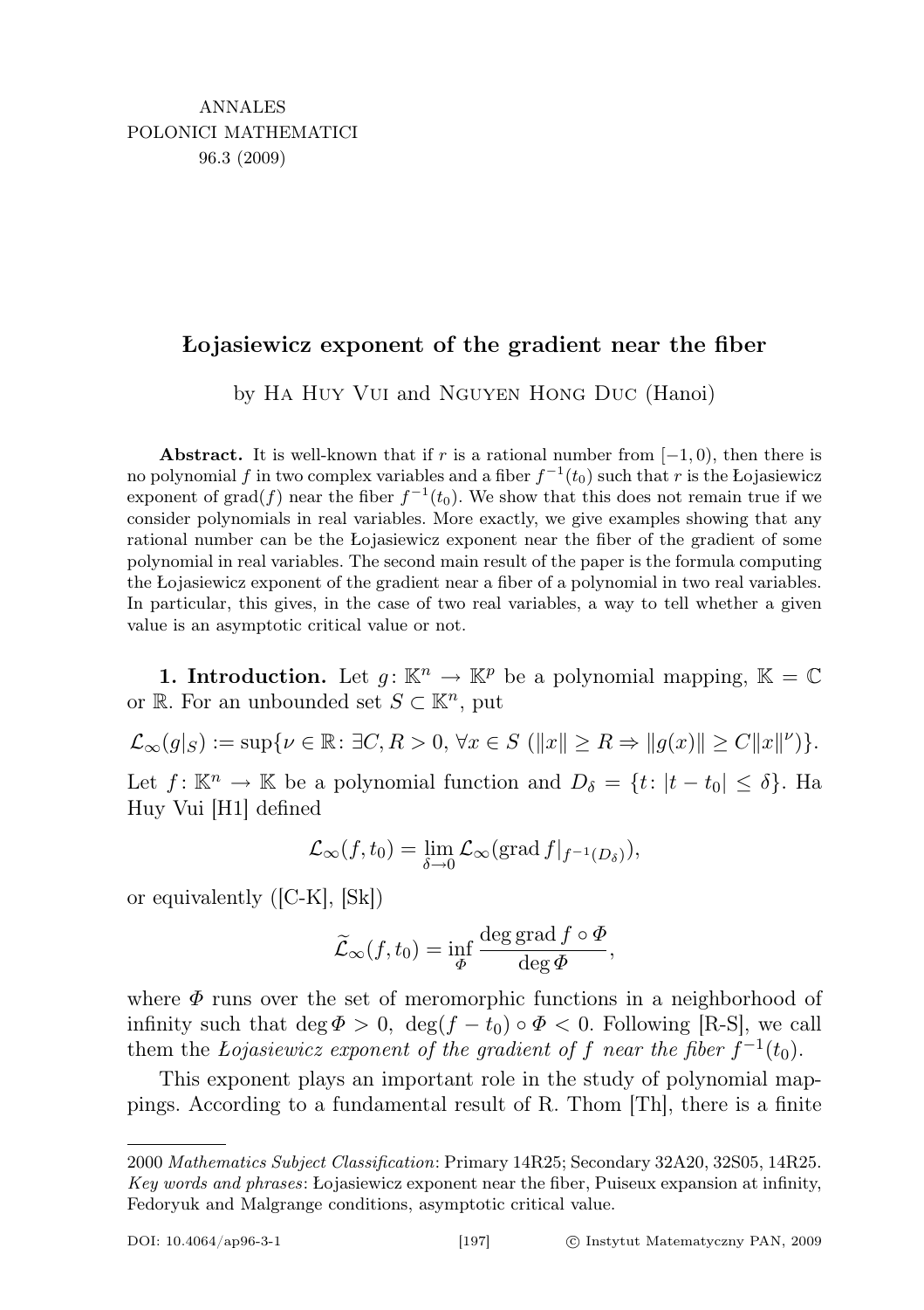# Łojasiewicz exponent of the gradient near the fiber

by Ha Huy Vui and Nguyen Hong Duc (Hanoi)

**Abstract.** It is well-known that if $r$ is a rational number from $[-1, 0)$, then there is no polynomial $f$ in two complex variables and a fiber $f^{-1}(t_0)$ such that $r$ is the Łojasiewicz exponent of $\operatorname{grad}(f)$ near the fiber $f^{-1}(t_0)$. We show that this does not remain true if we consider polynomials in real variables. More exactly, we give examples showing that any rational number can be the Łojasiewicz exponent near the fiber of the gradient of some polynomial in real variables. The second main result of the paper is the formula computing the Łojasiewicz exponent of the gradient near a fiber of a polynomial in two real variables. In particular, this gives, in the case of two real variables, a way to tell whether a given value is an asymptotic critical value or not.

**1. Introduction.** Let $g\colon \mathbb{K}^n \to \mathbb{K}^p$ be a polynomial mapping, $\mathbb{K} = \mathbb{C}$ or $\mathbb{R}$. For an unbounded set $S \subset \mathbb{K}^n$, put

$$\mathcal{L}_\infty(g|_S) := \sup\{\nu \in \mathbb{R} \colon \exists C, R > 0, \forall x \in S \ (\|x\| \geq R \Rightarrow \|g(x)\| \geq C\|x\|^\nu)\}.$$

Let $f\colon \mathbb{K}^n \to \mathbb{K}$ be a polynomial function and $D_\delta = \{t \colon |t - t_0| \leq \delta\}$. Ha Huy Vui [H1] defined

$$\mathcal{L}_\infty(f, t_0) = \lim_{\delta \to 0} \mathcal{L}_\infty(\operatorname{grad} f|_{f^{-1}(D_\delta)}),$$

or equivalently ([C-K], [Sk])

$$\widetilde{\mathcal{L}}_\infty(f, t_0) = \inf_{\Phi} \frac{\deg \operatorname{grad} f \circ \Phi}{\deg \Phi},$$

where $\Phi$ runs over the set of meromorphic functions in a neighborhood of infinity such that $\deg \Phi > 0$, $\deg(f - t_0) \circ \Phi < 0$. Following [R-S], we call them the *Łojasiewicz exponent of the gradient of $f$ near the fiber $f^{-1}(t_0)$*.

This exponent plays an important role in the study of polynomial mappings. According to a fundamental result of R. Thom [Th], there is a finite

2000 *Mathematics Subject Classification*: Primary 14R25; Secondary 32A20, 32S05, 14R25.
*Key words and phrases*: Łojasiewicz exponent near the fiber, Puiseux expansion at infinity, Fedoryuk and Malgrange conditions, asymptotic critical value.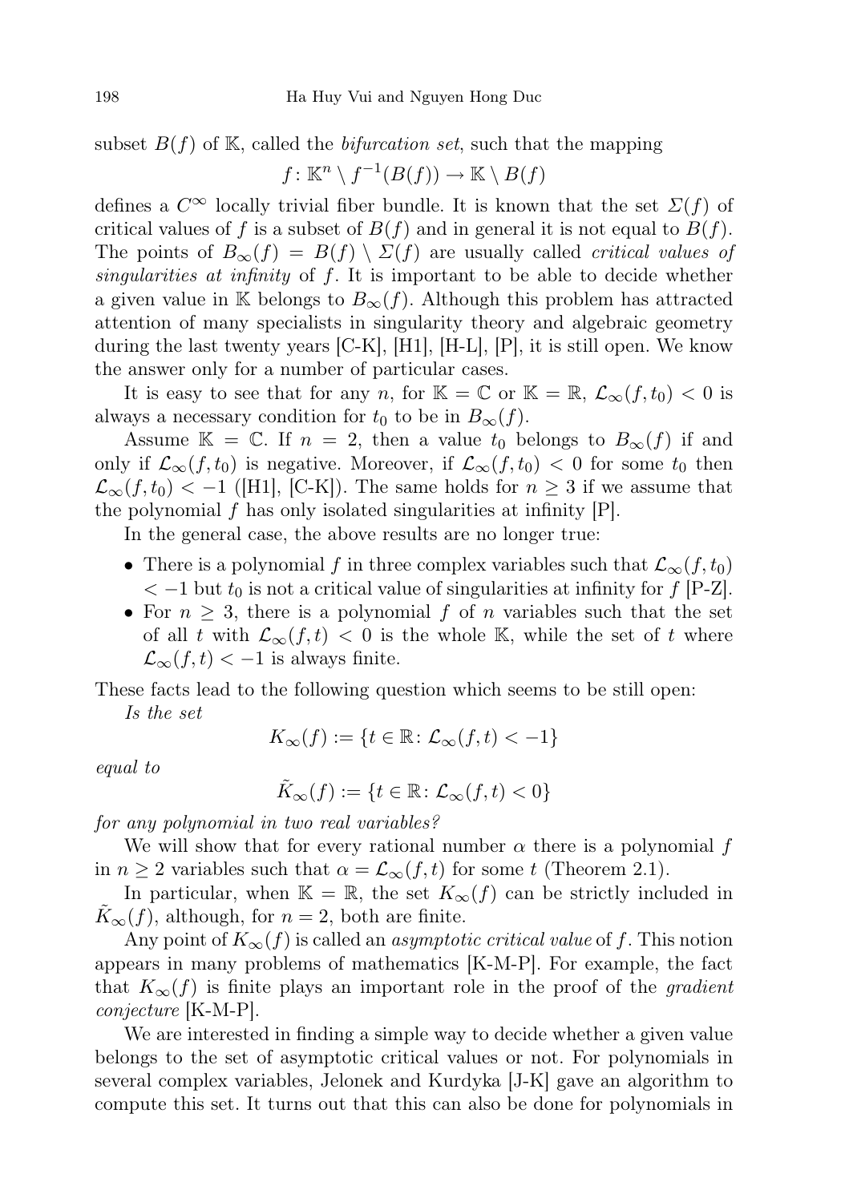subset $B(f)$ of $\mathbb{K}$, called the *bifurcation set*, such that the mapping

$$f\colon \mathbb{K}^n \setminus f^{-1}(B(f)) \to \mathbb{K} \setminus B(f)$$

defines a $C^\infty$ locally trivial fiber bundle. It is known that the set $\Sigma(f)$ of critical values of $f$ is a subset of $B(f)$ and in general it is not equal to $B(f)$. The points of $B_\infty(f) = B(f) \setminus \Sigma(f)$ are usually called *critical values of singularities at infinity* of $f$. It is important to be able to decide whether a given value in $\mathbb{K}$ belongs to $B_\infty(f)$. Although this problem has attracted attention of many specialists in singularity theory and algebraic geometry during the last twenty years [C-K], [H1], [H-L], [P], it is still open. We know the answer only for a number of particular cases.

It is easy to see that for any $n$, for $\mathbb{K} = \mathbb{C}$ or $\mathbb{K} = \mathbb{R}$, $\mathcal{L}_\infty(f, t_0) < 0$ is always a necessary condition for $t_0$ to be in $B_\infty(f)$.

Assume $\mathbb{K} = \mathbb{C}$. If $n = 2$, then a value $t_0$ belongs to $B_\infty(f)$ if and only if $\mathcal{L}_\infty(f, t_0)$ is negative. Moreover, if $\mathcal{L}_\infty(f, t_0) < 0$ for some $t_0$ then $\mathcal{L}_\infty(f, t_0) < -1$ ([H1], [C-K]). The same holds for $n \geq 3$ if we assume that the polynomial $f$ has only isolated singularities at infinity [P].

In the general case, the above results are no longer true:

- There is a polynomial $f$ in three complex variables such that $\mathcal{L}_\infty(f, t_0) < -1$ but $t_0$ is not a critical value of singularities at infinity for $f$ [P-Z].
- For $n \geq 3$, there is a polynomial $f$ of $n$ variables such that the set of all $t$ with $\mathcal{L}_\infty(f, t) < 0$ is the whole $\mathbb{K}$, while the set of $t$ where $\mathcal{L}_\infty(f, t) < -1$ is always finite.

These facts lead to the following question which seems to be still open:

*Is the set*

$$K_\infty(f) := \{t \in \mathbb{R} \colon \mathcal{L}_\infty(f, t) < -1\}$$

*equal to*

$$\tilde{K}_\infty(f) := \{t \in \mathbb{R} \colon \mathcal{L}_\infty(f, t) < 0\}$$

*for any polynomial in two real variables?*

We will show that for every rational number $\alpha$ there is a polynomial $f$ in $n \geq 2$ variables such that $\alpha = \mathcal{L}_\infty(f, t)$ for some $t$ (Theorem 2.1).

In particular, when $\mathbb{K} = \mathbb{R}$, the set $K_\infty(f)$ can be strictly included in $\tilde{K}_\infty(f)$, although, for $n = 2$, both are finite.

Any point of $K_\infty(f)$ is called an *asymptotic critical value* of $f$. This notion appears in many problems of mathematics [K-M-P]. For example, the fact that $K_\infty(f)$ is finite plays an important role in the proof of the *gradient conjecture* [K-M-P].

We are interested in finding a simple way to decide whether a given value belongs to the set of asymptotic critical values or not. For polynomials in several complex variables, Jelonek and Kurdyka [J-K] gave an algorithm to compute this set. It turns out that this can also be done for polynomials in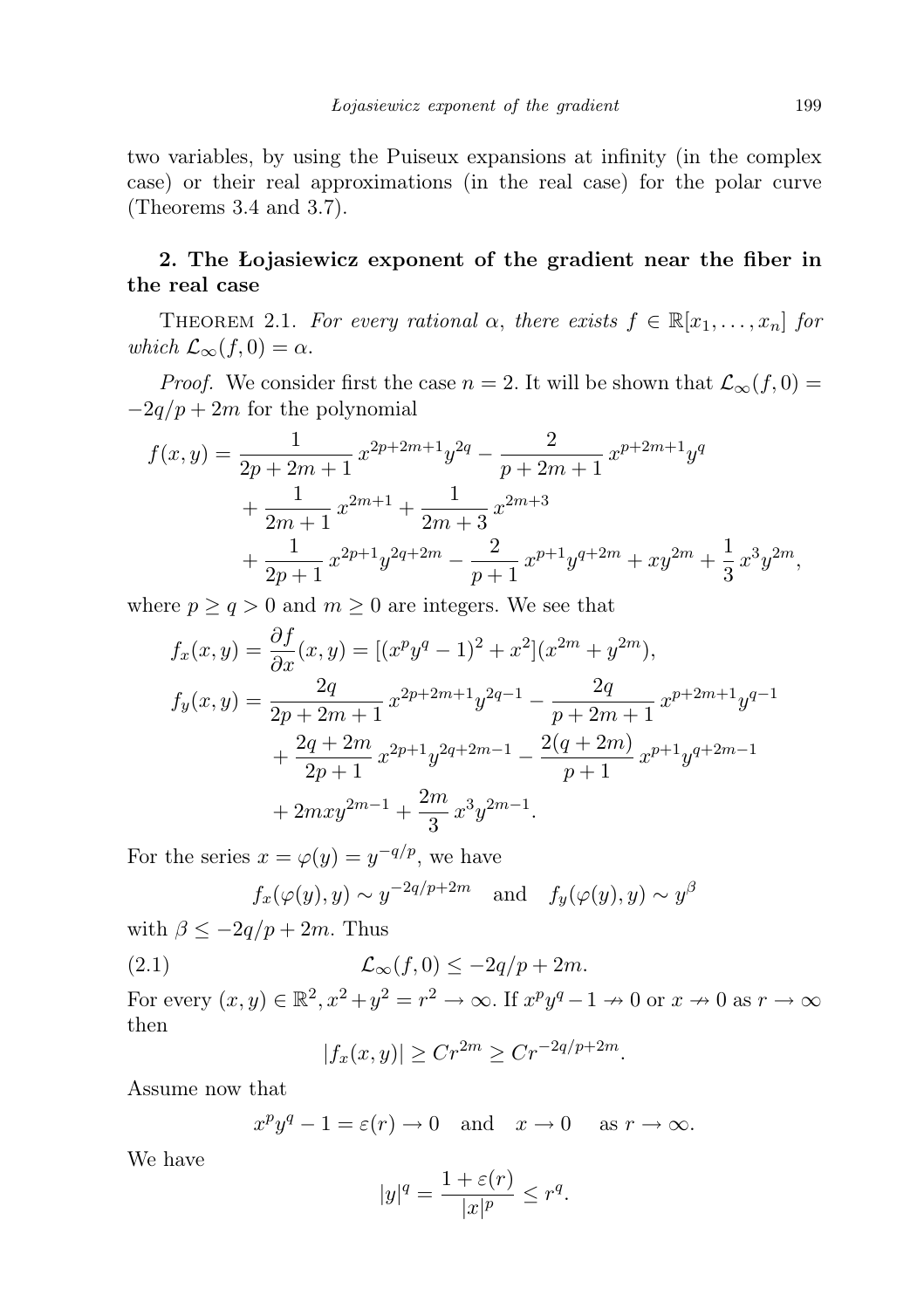two variables, by using the Puiseux expansions at infinity (in the complex case) or their real approximations (in the real case) for the polar curve (Theorems 3.4 and 3.7).

## 2. The Łojasiewicz exponent of the gradient near the fiber in the real case

Theorem 2.1. *For every rational $\alpha$, there exists $f \in \mathbb{R}[x_1, \dots, x_n]$ for which $\mathcal{L}_\infty(f, 0) = \alpha$.*

*Proof.* We consider first the case $n = 2$. It will be shown that $\mathcal{L}_\infty(f, 0) = -2q/p + 2m$ for the polynomial

$$
\begin{aligned}
f(x,y) = {} & \frac{1}{2p+2m+1}\, x^{2p+2m+1} y^{2q} - \frac{2}{p+2m+1}\, x^{p+2m+1} y^{q} \\
& + \frac{1}{2m+1}\, x^{2m+1} + \frac{1}{2m+3}\, x^{2m+3} \\
& + \frac{1}{2p+1}\, x^{2p+1} y^{2q+2m} - \frac{2}{p+1}\, x^{p+1} y^{q+2m} + x y^{2m} + \frac{1}{3}\, x^3 y^{2m},
\end{aligned}
$$

where $p \ge q > 0$ and $m \ge 0$ are integers. We see that

$$
\begin{aligned}
f_x(x,y) &= \frac{\partial f}{\partial x}(x,y) = [(x^p y^q - 1)^2 + x^2](x^{2m} + y^{2m}), \\
f_y(x,y) &= \frac{2q}{2p+2m+1}\, x^{2p+2m+1} y^{2q-1} - \frac{2q}{p+2m+1}\, x^{p+2m+1} y^{q-1} \\
&\quad + \frac{2q+2m}{2p+1}\, x^{2p+1} y^{2q+2m-1} - \frac{2(q+2m)}{p+1}\, x^{p+1} y^{q+2m-1} \\
&\quad + 2mxy^{2m-1} + \frac{2m}{3}\, x^3 y^{2m-1}.
\end{aligned}
$$

For the series $x = \varphi(y) = y^{-q/p}$, we have

$$
f_x(\varphi(y), y) \sim y^{-2q/p+2m} \quad \text{and} \quad f_y(\varphi(y), y) \sim y^{\beta}
$$

with $\beta \le -2q/p + 2m$. Thus

$$
\mathcal{L}_\infty(f, 0) \le -2q/p + 2m. \tag{2.1}
$$

For every $(x, y) \in \mathbb{R}^2$, $x^2 + y^2 = r^2 \to \infty$. If $x^p y^q - 1 \nrightarrow 0$ or $x \nrightarrow 0$ as $r \to \infty$ then

$$
|f_x(x,y)| \ge C r^{2m} \ge C r^{-2q/p+2m}.
$$

Assume now that

$$
x^p y^q - 1 = \varepsilon(r) \to 0 \quad \text{and} \quad x \to 0 \quad \text{as } r \to \infty.
$$

We have

$$
|y|^q = \frac{1 + \varepsilon(r)}{|x|^p} \le r^q.
$$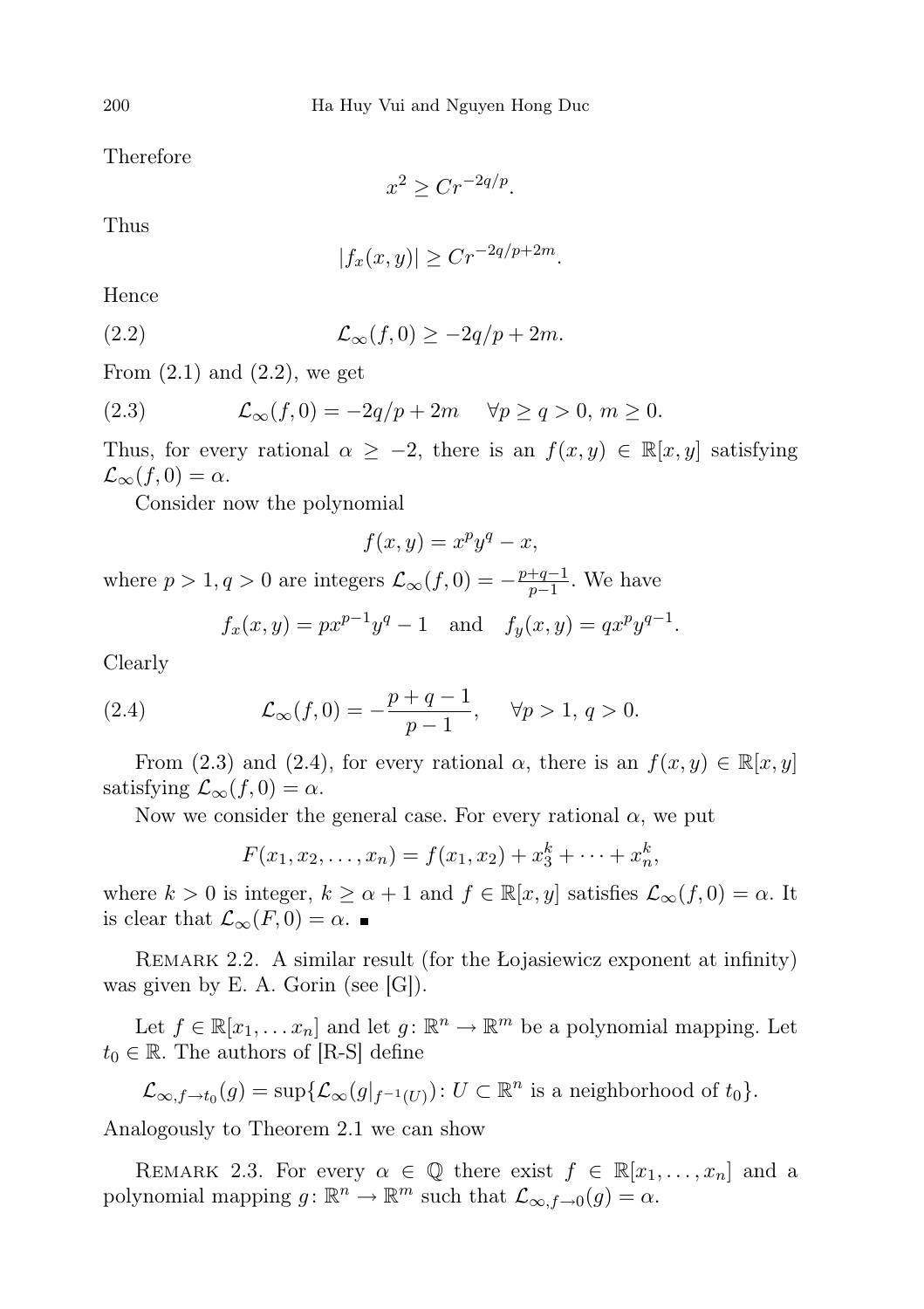Therefore

$$x^2 \geq Cr^{-2q/p}.$$

Thus

$$|f_x(x, y)| \geq Cr^{-2q/p+2m}.$$

Hence

$$\mathcal{L}_\infty(f, 0) \geq -2q/p + 2m. \tag{2.2}$$

From (2.1) and (2.2), we get

$$\mathcal{L}_\infty(f, 0) = -2q/p + 2m \quad \forall p \geq q > 0,\ m \geq 0. \tag{2.3}$$

Thus, for every rational $\alpha \geq -2$, there is an $f(x, y) \in \mathbb{R}[x, y]$ satisfying $\mathcal{L}_\infty(f, 0) = \alpha$.

Consider now the polynomial

$$f(x, y) = x^p y^q - x,$$

where $p > 1, q > 0$ are integers $\mathcal{L}_\infty(f, 0) = -\frac{p+q-1}{p-1}$. We have

$$f_x(x, y) = px^{p-1}y^q - 1 \quad \text{and} \quad f_y(x, y) = qx^p y^{q-1}.$$

Clearly

$$\mathcal{L}_\infty(f, 0) = -\frac{p+q-1}{p-1}, \quad \forall p > 1,\ q > 0. \tag{2.4}$$

From (2.3) and (2.4), for every rational $\alpha$, there is an $f(x, y) \in \mathbb{R}[x, y]$ satisfying $\mathcal{L}_\infty(f, 0) = \alpha$.

Now we consider the general case. For every rational $\alpha$, we put

$$F(x_1, x_2, \ldots, x_n) = f(x_1, x_2) + x_3^k + \cdots + x_n^k,$$

where $k > 0$ is integer, $k \geq \alpha + 1$ and $f \in \mathbb{R}[x, y]$ satisfies $\mathcal{L}_\infty(f, 0) = \alpha$. It is clear that $\mathcal{L}_\infty(F, 0) = \alpha$. ∎

Remark 2.2. A similar result (for the Łojasiewicz exponent at infinity) was given by E. A. Gorin (see [G]).

Let $f \in \mathbb{R}[x_1, \ldots x_n]$ and let $g\colon \mathbb{R}^n \to \mathbb{R}^m$ be a polynomial mapping. Let $t_0 \in \mathbb{R}$. The authors of [R-S] define

$$\mathcal{L}_{\infty, f \to t_0}(g) = \sup\{\mathcal{L}_\infty(g|_{f^{-1}(U)}) \colon U \subset \mathbb{R}^n \text{ is a neighborhood of } t_0\}.$$

Analogously to Theorem 2.1 we can show

Remark 2.3. For every $\alpha \in \mathbb{Q}$ there exist $f \in \mathbb{R}[x_1, \ldots, x_n]$ and a polynomial mapping $g\colon \mathbb{R}^n \to \mathbb{R}^m$ such that $\mathcal{L}_{\infty, f \to 0}(g) = \alpha$.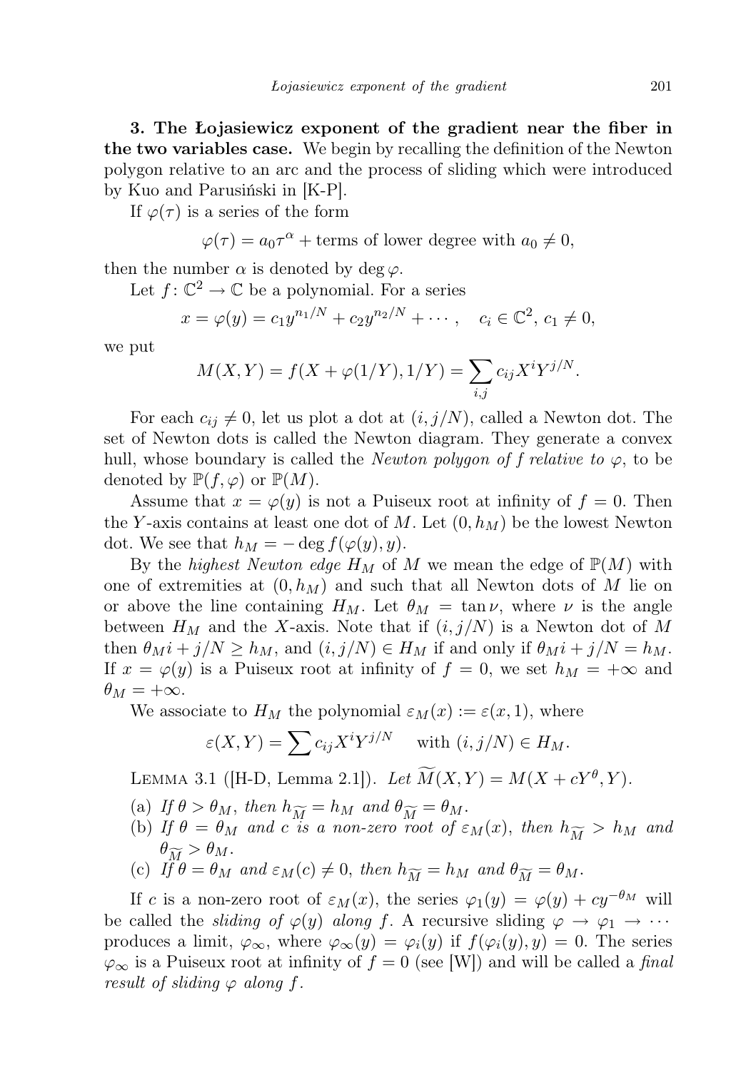**3. The Łojasiewicz exponent of the gradient near the fiber in the two variables case.** We begin by recalling the definition of the Newton polygon relative to an arc and the process of sliding which were introduced by Kuo and Parusiński in [K-P].

If $\varphi(\tau)$ is a series of the form

$$\varphi(\tau) = a_0\tau^{\alpha} + \text{terms of lower degree with } a_0 \neq 0,$$

then the number $\alpha$ is denoted by $\deg \varphi$.

Let $f\colon \mathbb{C}^2 \to \mathbb{C}$ be a polynomial. For a series

$$x = \varphi(y) = c_1 y^{n_1/N} + c_2 y^{n_2/N} + \cdots, \quad c_i \in \mathbb{C}^2,\ c_1 \neq 0,$$

we put

$$M(X,Y) = f(X + \varphi(1/Y), 1/Y) = \sum_{i,j} c_{ij} X^i Y^{j/N}.$$

For each $c_{ij} \neq 0$, let us plot a dot at $(i, j/N)$, called a Newton dot. The set of Newton dots is called the Newton diagram. They generate a convex hull, whose boundary is called the *Newton polygon of $f$ relative to $\varphi$*, to be denoted by $\mathbb{P}(f,\varphi)$ or $\mathbb{P}(M)$.

Assume that $x = \varphi(y)$ is not a Puiseux root at infinity of $f = 0$. Then the $Y$-axis contains at least one dot of $M$. Let $(0, h_M)$ be the lowest Newton dot. We see that $h_M = -\deg f(\varphi(y), y)$.

By the *highest Newton edge* $H_M$ of $M$ we mean the edge of $\mathbb{P}(M)$ with one of extremities at $(0, h_M)$ and such that all Newton dots of $M$ lie on or above the line containing $H_M$. Let $\theta_M = \tan \nu$, where $\nu$ is the angle between $H_M$ and the $X$-axis. Note that if $(i, j/N)$ is a Newton dot of $M$ then $\theta_M i + j/N \geq h_M$, and $(i, j/N) \in H_M$ if and only if $\theta_M i + j/N = h_M$. If $x = \varphi(y)$ is a Puiseux root at infinity of $f = 0$, we set $h_M = +\infty$ and $\theta_M = +\infty$.

We associate to $H_M$ the polynomial $\varepsilon_M(x) := \varepsilon(x, 1)$, where

$$\varepsilon(X,Y) = \sum c_{ij} X^i Y^{j/N} \quad \text{with } (i, j/N) \in H_M.$$

LEMMA 3.1 ([H-D, Lemma 2.1]). *Let $\widetilde{M}(X,Y) = M(X + cY^{\theta}, Y)$.*

(a) *If $\theta > \theta_M$, then $h_{\widetilde{M}} = h_M$ and $\theta_{\widetilde{M}} = \theta_M$.*
(b) *If $\theta = \theta_M$ and $c$ is a non-zero root of $\varepsilon_M(x)$, then $h_{\widetilde{M}} > h_M$ and $\theta_{\widetilde{M}} > \theta_M$.*
(c) *If $\theta = \theta_M$ and $\varepsilon_M(c) \neq 0$, then $h_{\widetilde{M}} = h_M$ and $\theta_{\widetilde{M}} = \theta_M$.*

If $c$ is a non-zero root of $\varepsilon_M(x)$, the series $\varphi_1(y) = \varphi(y) + cy^{-\theta_M}$ will be called the *sliding of $\varphi(y)$ along $f$*. A recursive sliding $\varphi \to \varphi_1 \to \cdots$ produces a limit, $\varphi_\infty$, where $\varphi_\infty(y) = \varphi_i(y)$ if $f(\varphi_i(y), y) = 0$. The series $\varphi_\infty$ is a Puiseux root at infinity of $f = 0$ (see [W]) and will be called a *final result of sliding $\varphi$ along $f$*.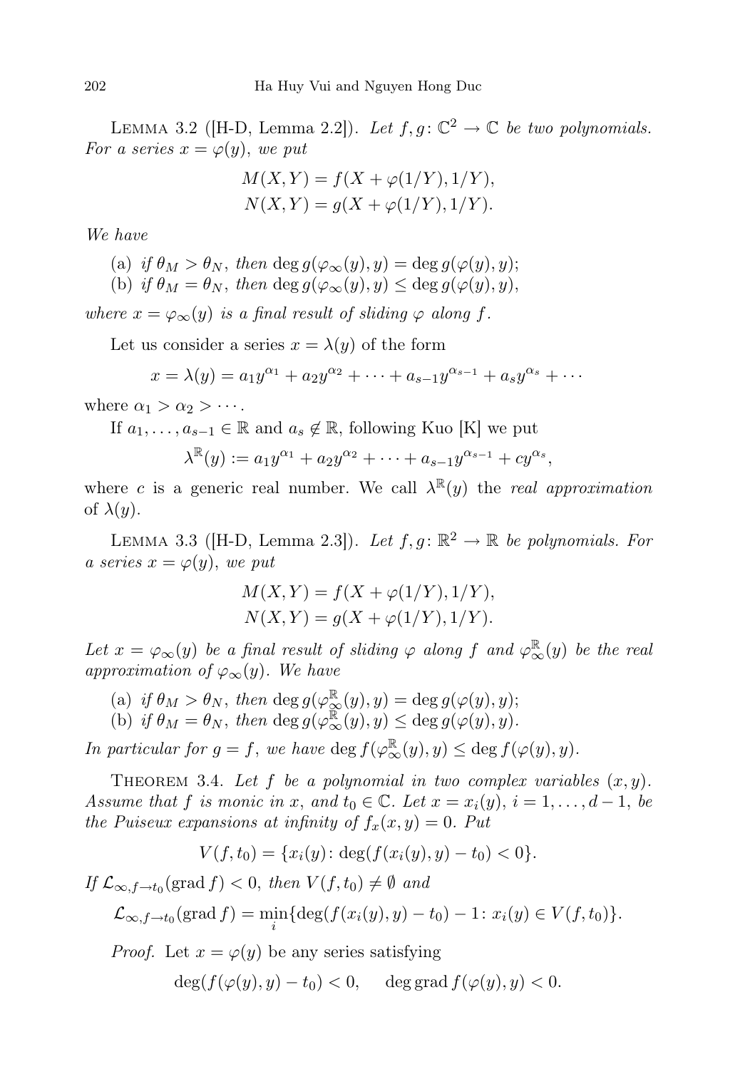Lemma 3.2 ([H-D, Lemma 2.2]). *Let $f, g\colon \mathbb{C}^2 \to \mathbb{C}$ be two polynomials. For a series $x = \varphi(y)$, we put*

$$M(X,Y) = f(X + \varphi(1/Y), 1/Y),$$
$$N(X,Y) = g(X + \varphi(1/Y), 1/Y).$$

*We have*

(a) *if $\theta_M > \theta_N$, then $\deg g(\varphi_\infty(y), y) = \deg g(\varphi(y), y)$;*
(b) *if $\theta_M = \theta_N$, then $\deg g(\varphi_\infty(y), y) \le \deg g(\varphi(y), y)$,*

*where $x = \varphi_\infty(y)$ is a final result of sliding $\varphi$ along $f$.*

Let us consider a series $x = \lambda(y)$ of the form

$$x = \lambda(y) = a_1 y^{\alpha_1} + a_2 y^{\alpha_2} + \cdots + a_{s-1} y^{\alpha_{s-1}} + a_s y^{\alpha_s} + \cdots$$

where $\alpha_1 > \alpha_2 > \cdots$.

If $a_1, \ldots, a_{s-1} \in \mathbb{R}$ and $a_s \notin \mathbb{R}$, following Kuo [K] we put

$$\lambda^{\mathbb{R}}(y) := a_1 y^{\alpha_1} + a_2 y^{\alpha_2} + \cdots + a_{s-1} y^{\alpha_{s-1}} + c y^{\alpha_s},$$

where $c$ is a generic real number. We call $\lambda^{\mathbb{R}}(y)$ the *real approximation* of $\lambda(y)$.

Lemma 3.3 ([H-D, Lemma 2.3]). *Let $f, g\colon \mathbb{R}^2 \to \mathbb{R}$ be polynomials. For a series $x = \varphi(y)$, we put*

$$M(X,Y) = f(X + \varphi(1/Y), 1/Y),$$
$$N(X,Y) = g(X + \varphi(1/Y), 1/Y).$$

*Let $x = \varphi_\infty(y)$ be a final result of sliding $\varphi$ along $f$ and $\varphi_\infty^{\mathbb{R}}(y)$ be the real approximation of $\varphi_\infty(y)$. We have*

(a) *if $\theta_M > \theta_N$, then $\deg g(\varphi_\infty^{\mathbb{R}}(y), y) = \deg g(\varphi(y), y)$;*
(b) *if $\theta_M = \theta_N$, then $\deg g(\varphi_\infty^{\mathbb{R}}(y), y) \le \deg g(\varphi(y), y)$.*

*In particular for $g = f$, we have $\deg f(\varphi_\infty^{\mathbb{R}}(y), y) \le \deg f(\varphi(y), y)$.*

Theorem 3.4. *Let $f$ be a polynomial in two complex variables $(x, y)$. Assume that $f$ is monic in $x$, and $t_0 \in \mathbb{C}$. Let $x = x_i(y)$, $i = 1, \ldots, d-1$, be the Puiseux expansions at infinity of $f_x(x, y) = 0$. Put*

$$V(f, t_0) = \{x_i(y)\colon \deg(f(x_i(y), y) - t_0) < 0\}.$$

*If $\mathcal{L}_{\infty, f \to t_0}(\operatorname{grad} f) < 0$, then $V(f, t_0) \neq \emptyset$ and*

$$\mathcal{L}_{\infty, f \to t_0}(\operatorname{grad} f) = \min_i \{\deg(f(x_i(y), y) - t_0) - 1\colon x_i(y) \in V(f, t_0)\}.$$

*Proof.* Let $x = \varphi(y)$ be any series satisfying

$$\deg(f(\varphi(y), y) - t_0) < 0, \qquad \deg \operatorname{grad} f(\varphi(y), y) < 0.$$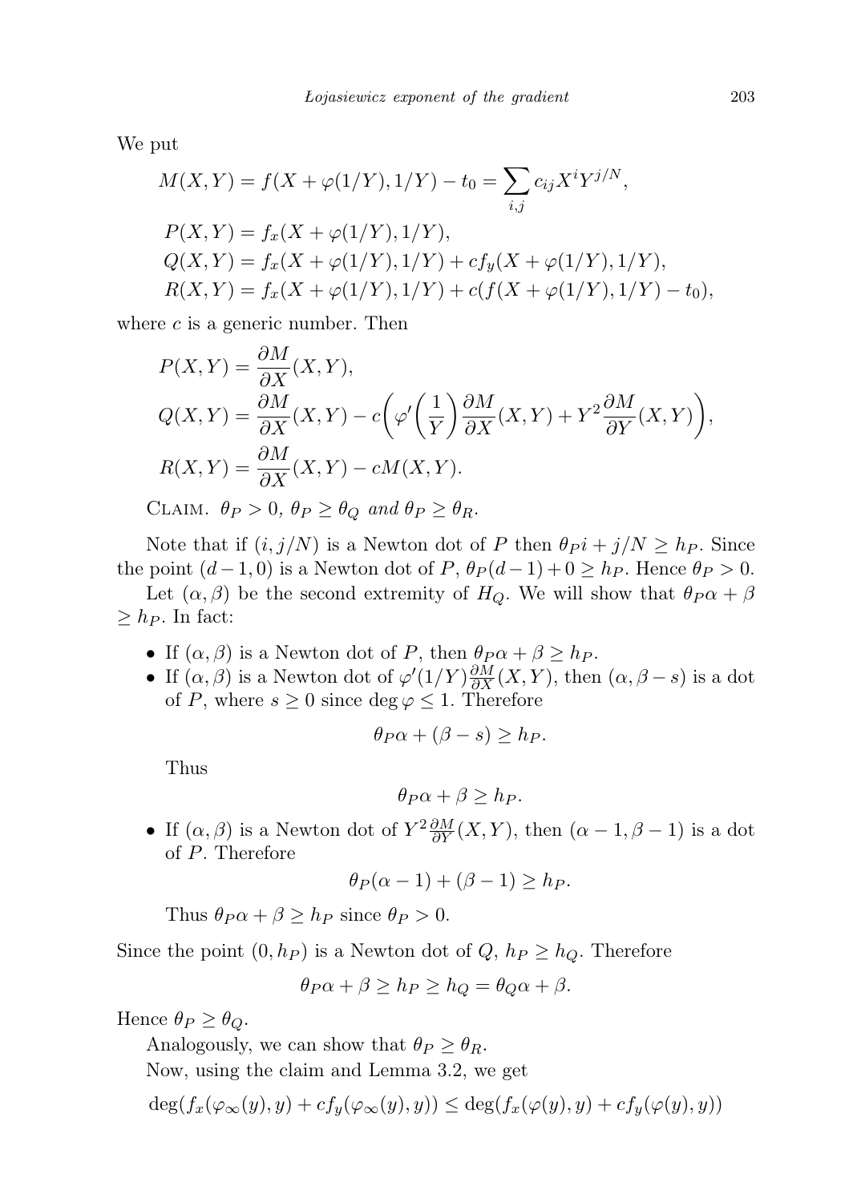We put

$$
\begin{aligned}
&M(X,Y) = f(X+\varphi(1/Y), 1/Y) - t_0 = \sum_{i,j} c_{ij} X^i Y^{j/N},\\
&P(X,Y) = f_x(X+\varphi(1/Y), 1/Y),\\
&Q(X,Y) = f_x(X+\varphi(1/Y), 1/Y) + c f_y(X+\varphi(1/Y), 1/Y),\\
&R(X,Y) = f_x(X+\varphi(1/Y), 1/Y) + c(f(X+\varphi(1/Y), 1/Y) - t_0),
\end{aligned}
$$

where $c$ is a generic number. Then

$$
\begin{aligned}
&P(X,Y) = \frac{\partial M}{\partial X}(X,Y),\\
&Q(X,Y) = \frac{\partial M}{\partial X}(X,Y) - c\left(\varphi'\left(\frac{1}{Y}\right)\frac{\partial M}{\partial X}(X,Y) + Y^2 \frac{\partial M}{\partial Y}(X,Y)\right),\\
&R(X,Y) = \frac{\partial M}{\partial X}(X,Y) - cM(X,Y).
\end{aligned}
$$

Claim. *$\theta_P > 0$, $\theta_P \geq \theta_Q$ and $\theta_P \geq \theta_R$.*

Note that if $(i, j/N)$ is a Newton dot of $P$ then $\theta_P i + j/N \geq h_P$. Since the point $(d-1, 0)$ is a Newton dot of $P$, $\theta_P(d-1) + 0 \geq h_P$. Hence $\theta_P > 0$.

Let $(\alpha, \beta)$ be the second extremity of $H_Q$. We will show that $\theta_P \alpha + \beta \geq h_P$. In fact:

- If $(\alpha, \beta)$ is a Newton dot of $P$, then $\theta_P \alpha + \beta \geq h_P$.
- If $(\alpha, \beta)$ is a Newton dot of $\varphi'(1/Y)\frac{\partial M}{\partial X}(X,Y)$, then $(\alpha, \beta - s)$ is a dot of $P$, where $s \geq 0$ since $\deg \varphi \leq 1$. Therefore

  $$\theta_P \alpha + (\beta - s) \geq h_P.$$

  Thus

  $$\theta_P \alpha + \beta \geq h_P.$$

- If $(\alpha, \beta)$ is a Newton dot of $Y^2 \frac{\partial M}{\partial Y}(X,Y)$, then $(\alpha - 1, \beta - 1)$ is a dot of $P$. Therefore

  $$\theta_P(\alpha - 1) + (\beta - 1) \geq h_P.$$

  Thus $\theta_P \alpha + \beta \geq h_P$ since $\theta_P > 0$.

Since the point $(0, h_P)$ is a Newton dot of $Q$, $h_P \geq h_Q$. Therefore

$$\theta_P \alpha + \beta \geq h_P \geq h_Q = \theta_Q \alpha + \beta.$$

Hence $\theta_P \geq \theta_Q$.

Analogously, we can show that $\theta_P \geq \theta_R$.

Now, using the claim and Lemma 3.2, we get

$$\deg(f_x(\varphi_\infty(y), y) + c f_y(\varphi_\infty(y), y)) \leq \deg(f_x(\varphi(y), y) + c f_y(\varphi(y), y))$$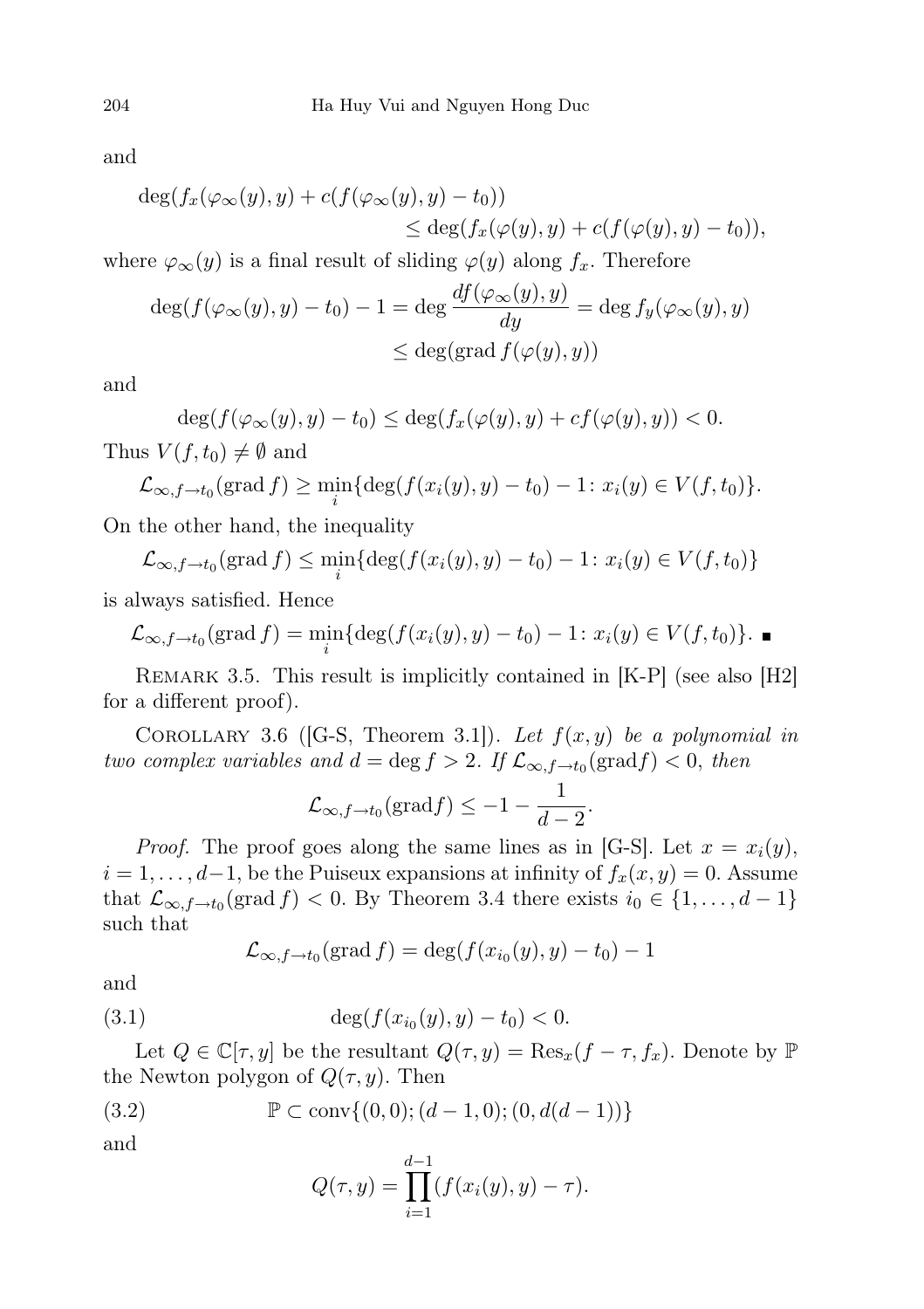and

$$\deg(f_x(\varphi_\infty(y), y) + c(f(\varphi_\infty(y), y) - t_0)) \\ \leq \deg(f_x(\varphi(y), y) + c(f(\varphi(y), y) - t_0)),$$

where $\varphi_\infty(y)$ is a final result of sliding $\varphi(y)$ along $f_x$. Therefore

$$\deg(f(\varphi_\infty(y), y) - t_0) - 1 = \deg \frac{df(\varphi_\infty(y), y)}{dy} = \deg f_y(\varphi_\infty(y), y) \\ \leq \deg(\operatorname{grad} f(\varphi(y), y))$$

and

$$\deg(f(\varphi_\infty(y), y) - t_0) \leq \deg(f_x(\varphi(y), y) + cf(\varphi(y), y)) < 0.$$

Thus $V(f, t_0) \neq \emptyset$ and

$$\mathcal{L}_{\infty, f \to t_0}(\operatorname{grad} f) \geq \min_i \{\deg(f(x_i(y), y) - t_0) - 1 \colon x_i(y) \in V(f, t_0)\}.$$

On the other hand, the inequality

$$\mathcal{L}_{\infty, f \to t_0}(\operatorname{grad} f) \leq \min_i \{\deg(f(x_i(y), y) - t_0) - 1 \colon x_i(y) \in V(f, t_0)\}$$

is always satisfied. Hence

$$\mathcal{L}_{\infty, f \to t_0}(\operatorname{grad} f) = \min_i \{\deg(f(x_i(y), y) - t_0) - 1 \colon x_i(y) \in V(f, t_0)\}. \blacksquare$$

Remark 3.5. This result is implicitly contained in [K-P] (see also [H2] for a different proof).

Corollary 3.6 ([G-S, Theorem 3.1]). *Let $f(x, y)$ be a polynomial in two complex variables and $d = \deg f > 2$. If $\mathcal{L}_{\infty, f \to t_0}(\operatorname{grad} f) < 0$, then*

$$\mathcal{L}_{\infty, f \to t_0}(\operatorname{grad} f) \leq -1 - \frac{1}{d-2}.$$

*Proof.* The proof goes along the same lines as in [G-S]. Let $x = x_i(y)$, $i = 1, \ldots, d-1$, be the Puiseux expansions at infinity of $f_x(x, y) = 0$. Assume that $\mathcal{L}_{\infty, f \to t_0}(\operatorname{grad} f) < 0$. By Theorem 3.4 there exists $i_0 \in \{1, \ldots, d-1\}$ such that

$$\mathcal{L}_{\infty, f \to t_0}(\operatorname{grad} f) = \deg(f(x_{i_0}(y), y) - t_0) - 1$$

and

$$\deg(f(x_{i_0}(y), y) - t_0) < 0. \tag{3.1}$$

Let $Q \in \mathbb{C}[\tau, y]$ be the resultant $Q(\tau, y) = \operatorname{Res}_x(f - \tau, f_x)$. Denote by $\mathbb{P}$ the Newton polygon of $Q(\tau, y)$. Then

$$\mathbb{P} \subset \operatorname{conv}\{(0,0); (d-1, 0); (0, d(d-1))\} \tag{3.2}$$

and

$$Q(\tau, y) = \prod_{i=1}^{d-1} (f(x_i(y), y) - \tau).$$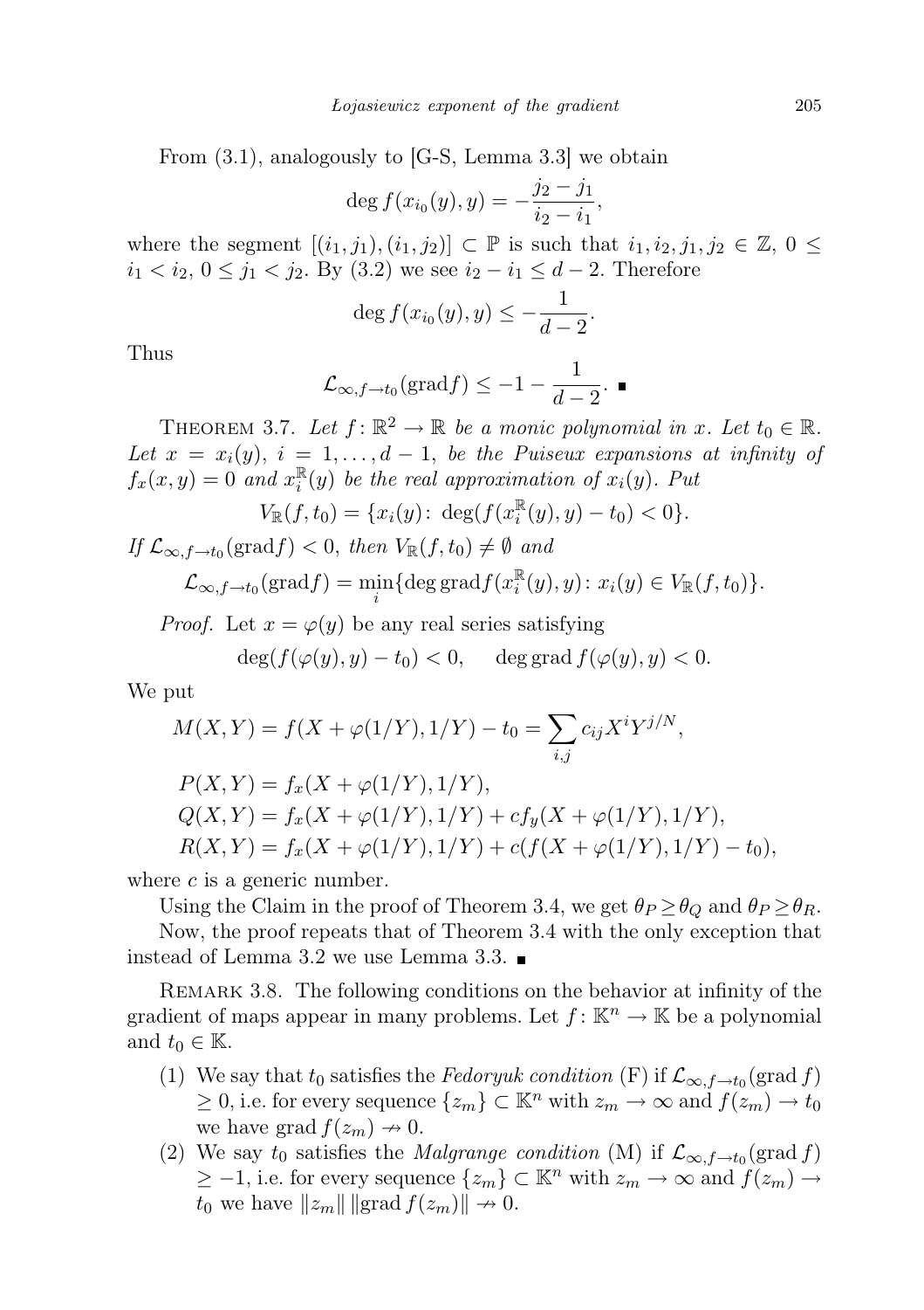From (3.1), analogously to [G-S, Lemma 3.3] we obtain

$$\deg f(x_{i_0}(y), y) = -\frac{j_2 - j_1}{i_2 - i_1},$$

where the segment $[(i_1, j_1), (i_1, j_2)] \subset \mathbb{P}$ is such that $i_1, i_2, j_1, j_2 \in \mathbb{Z}$, $0 \leq i_1 < i_2$, $0 \leq j_1 < j_2$. By (3.2) we see $i_2 - i_1 \leq d - 2$. Therefore

$$\deg f(x_{i_0}(y), y) \leq -\frac{1}{d-2}.$$

Thus

$$\mathcal{L}_{\infty, f \to t_0}(\mathrm{grad} f) \leq -1 - \frac{1}{d-2}. \;\blacksquare$$

Theorem 3.7. *Let $f\colon \mathbb{R}^2 \to \mathbb{R}$ be a monic polynomial in $x$. Let $t_0 \in \mathbb{R}$. Let $x = x_i(y)$, $i = 1, \ldots, d-1$, be the Puiseux expansions at infinity of $f_x(x, y) = 0$ and $x_i^{\mathbb{R}}(y)$ be the real approximation of $x_i(y)$. Put*

$$V_{\mathbb{R}}(f, t_0) = \{x_i(y)\colon \deg(f(x_i^{\mathbb{R}}(y), y) - t_0) < 0\}.$$

*If $\mathcal{L}_{\infty, f \to t_0}(\mathrm{grad} f) < 0$, then $V_{\mathbb{R}}(f, t_0) \neq \emptyset$ and*

$$\mathcal{L}_{\infty, f \to t_0}(\mathrm{grad} f) = \min_i \{\deg \mathrm{grad} f(x_i^{\mathbb{R}}(y), y)\colon x_i(y) \in V_{\mathbb{R}}(f, t_0)\}.$$

*Proof.* Let $x = \varphi(y)$ be any real series satisfying

$$\deg(f(\varphi(y), y) - t_0) < 0, \qquad \deg \mathrm{grad}\, f(\varphi(y), y) < 0.$$

We put

$$M(X, Y) = f(X + \varphi(1/Y), 1/Y) - t_0 = \sum_{i,j} c_{ij} X^i Y^{j/N},$$

$$P(X, Y) = f_x(X + \varphi(1/Y), 1/Y),$$
$$Q(X, Y) = f_x(X + \varphi(1/Y), 1/Y) + c f_y(X + \varphi(1/Y), 1/Y),$$
$$R(X, Y) = f_x(X + \varphi(1/Y), 1/Y) + c(f(X + \varphi(1/Y), 1/Y) - t_0),$$

where $c$ is a generic number.

Using the Claim in the proof of Theorem 3.4, we get $\theta_P \geq \theta_Q$ and $\theta_P \geq \theta_R$.

Now, the proof repeats that of Theorem 3.4 with the only exception that instead of Lemma 3.2 we use Lemma 3.3. $\blacksquare$

Remark 3.8. The following conditions on the behavior at infinity of the gradient of maps appear in many problems. Let $f\colon \mathbb{K}^n \to \mathbb{K}$ be a polynomial and $t_0 \in \mathbb{K}$.

1. We say that $t_0$ satisfies the *Fedoryuk condition* (F) if $\mathcal{L}_{\infty, f \to t_0}(\mathrm{grad}\, f) \geq 0$, i.e. for every sequence $\{z_m\} \subset \mathbb{K}^n$ with $z_m \to \infty$ and $f(z_m) \to t_0$ we have $\mathrm{grad}\, f(z_m) \nrightarrow 0$.
2. We say $t_0$ satisfies the *Malgrange condition* (M) if $\mathcal{L}_{\infty, f \to t_0}(\mathrm{grad}\, f) \geq -1$, i.e. for every sequence $\{z_m\} \subset \mathbb{K}^n$ with $z_m \to \infty$ and $f(z_m) \to t_0$ we have $\|z_m\| \, \|\mathrm{grad}\, f(z_m)\| \nrightarrow 0$.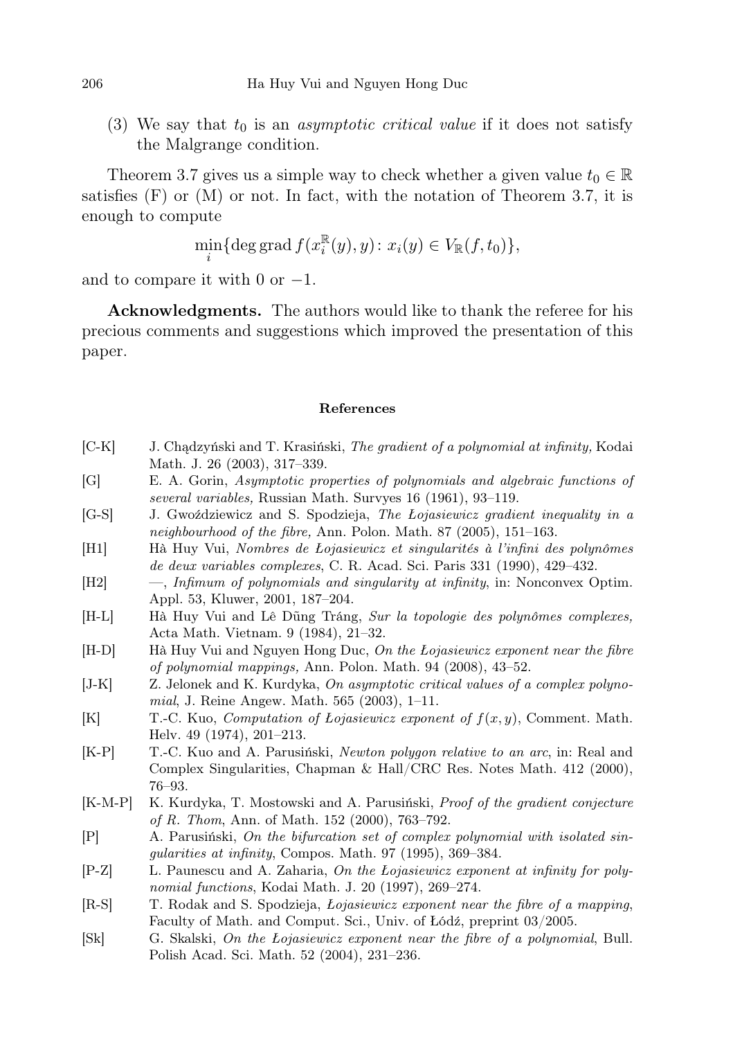(3) We say that $t_0$ is an *asymptotic critical value* if it does not satisfy the Malgrange condition.

Theorem 3.7 gives us a simple way to check whether a given value $t_0 \in \mathbb{R}$ satisfies (F) or (M) or not. In fact, with the notation of Theorem 3.7, it is enough to compute

$$\min_i \{\deg \operatorname{grad} f(x_i^{\mathbb{R}}(y), y) \colon x_i(y) \in V_{\mathbb{R}}(f, t_0)\},$$

and to compare it with 0 or $-1$.

**Acknowledgments.** The authors would like to thank the referee for his precious comments and suggestions which improved the presentation of this paper.

## References

- [C-K] J. Chądzyński and T. Krasiński, *The gradient of a polynomial at infinity,* Kodai Math. J. 26 (2003), 317–339.
- [G] E. A. Gorin, *Asymptotic properties of polynomials and algebraic functions of several variables,* Russian Math. Survyes 16 (1961), 93–119.
- [G-S] J. Gwoździewicz and S. Spodzieja, *The Łojasiewicz gradient inequality in a neighbourhood of the fibre,* Ann. Polon. Math. 87 (2005), 151–163.
- [H1] Hà Huy Vui, *Nombres de Łojasiewicz et singularités à l'infini des polynômes de deux variables complexes*, C. R. Acad. Sci. Paris 331 (1990), 429–432.
- [H2] —, *Infimum of polynomials and singularity at infinity*, in: Nonconvex Optim. Appl. 53, Kluwer, 2001, 187–204.
- [H-L] Hà Huy Vui and Lê Dũng Tráng, *Sur la topologie des polynômes complexes,* Acta Math. Vietnam. 9 (1984), 21–32.
- [H-D] Hà Huy Vui and Nguyen Hong Duc, *On the Łojasiewicz exponent near the fibre of polynomial mappings,* Ann. Polon. Math. 94 (2008), 43–52.
- [J-K] Z. Jelonek and K. Kurdyka, *On asymptotic critical values of a complex polynomial*, J. Reine Angew. Math. 565 (2003), 1–11.
- [K] T.-C. Kuo, *Computation of Łojasiewicz exponent of $f(x, y)$*, Comment. Math. Helv. 49 (1974), 201–213.
- [K-P] T.-C. Kuo and A. Parusiński, *Newton polygon relative to an arc*, in: Real and Complex Singularities, Chapman & Hall/CRC Res. Notes Math. 412 (2000), 76–93.
- [K-M-P] K. Kurdyka, T. Mostowski and A. Parusiński, *Proof of the gradient conjecture of R. Thom*, Ann. of Math. 152 (2000), 763–792.
- [P] A. Parusiński, *On the bifurcation set of complex polynomial with isolated singularities at infinity*, Compos. Math. 97 (1995), 369–384.
- [P-Z] L. Paunescu and A. Zaharia, *On the Łojasiewicz exponent at infinity for polynomial functions*, Kodai Math. J. 20 (1997), 269–274.
- [R-S] T. Rodak and S. Spodzieja, *Łojasiewicz exponent near the fibre of a mapping*, Faculty of Math. and Comput. Sci., Univ. of Łódź, preprint 03/2005.
- [Sk] G. Skalski, *On the Łojasiewicz exponent near the fibre of a polynomial*, Bull. Polish Acad. Sci. Math. 52 (2004), 231–236.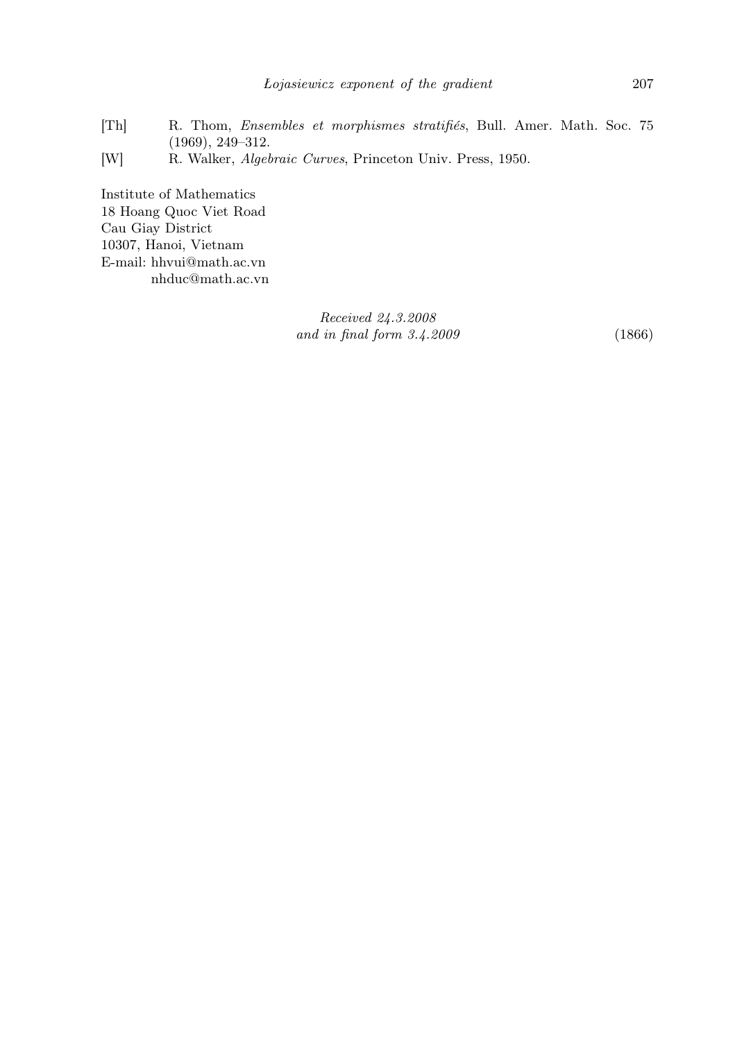[Th] R. Thom, *Ensembles et morphismes stratifiés*, Bull. Amer. Math. Soc. 75 (1969), 249–312.

[W] R. Walker, *Algebraic Curves*, Princeton Univ. Press, 1950.

Institute of Mathematics
18 Hoang Quoc Viet Road
Cau Giay District
10307, Hanoi, Vietnam
E-mail: hhvui@math.ac.vn
nhduc@math.ac.vn

*Received 24.3.2008*
*and in final form 3.4.2009* (1866)